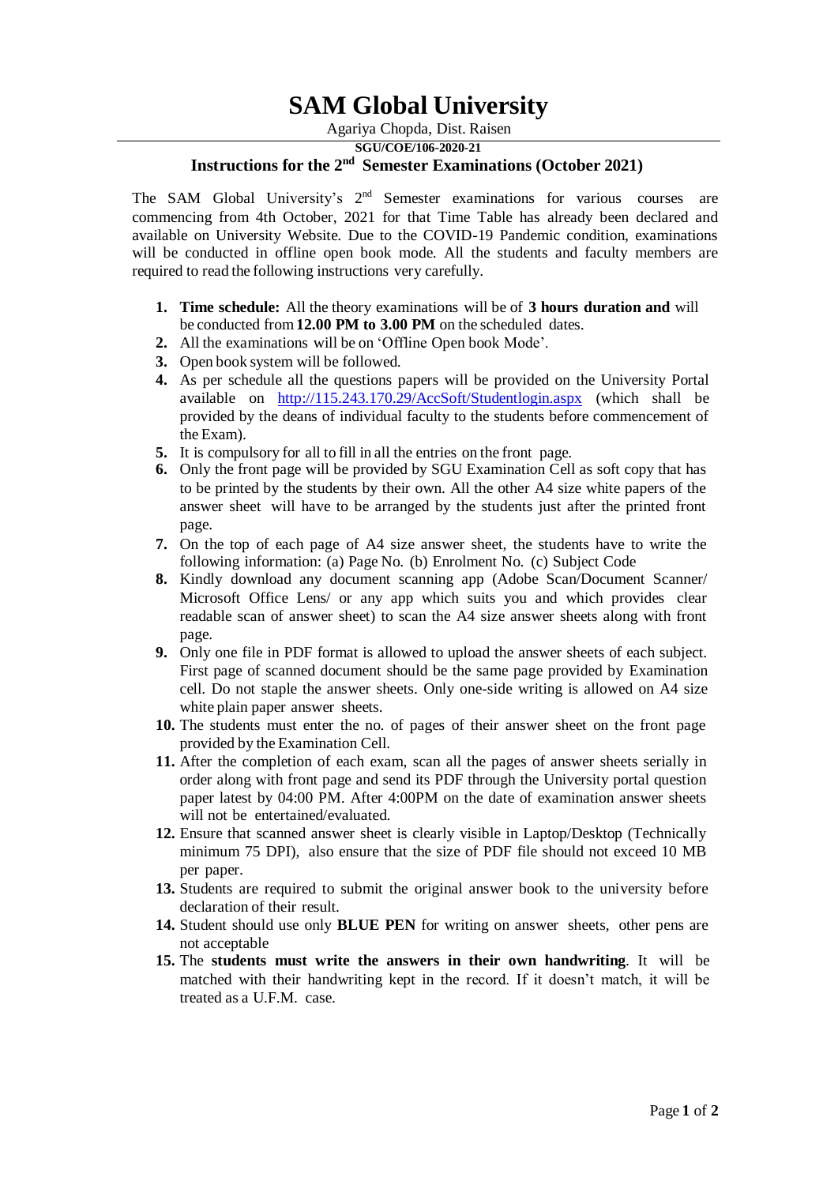# SAM Global University

Agariya Chopda, Dist. Raisen

**SGU/COE/106-2020-21**

## Instructions for the 2nd Semester Examinations (October 2021)

The SAM Global University's 2nd Semester examinations for various courses are commencing from 4th October, 2021 for that Time Table has already been declared and available on University Website. Due to the COVID-19 Pandemic condition, examinations will be conducted in offline open book mode. All the students and faculty members are required to read the following instructions very carefully.

1. **Time schedule:** All the theory examinations will be of **3 hours duration and** will be conducted from **12.00 PM to 3.00 PM** on the scheduled dates.
2. All the examinations will be on 'Offline Open book Mode'.
3. Open book system will be followed.
4. As per schedule all the questions papers will be provided on the University Portal available on http://115.243.170.29/AccSoft/Studentlogin.aspx (which shall be provided by the deans of individual faculty to the students before commencement of the Exam).
5. It is compulsory for all to fill in all the entries on the front page.
6. Only the front page will be provided by SGU Examination Cell as soft copy that has to be printed by the students by their own. All the other A4 size white papers of the answer sheet will have to be arranged by the students just after the printed front page.
7. On the top of each page of A4 size answer sheet, the students have to write the following information: (a) Page No. (b) Enrolment No. (c) Subject Code
8. Kindly download any document scanning app (Adobe Scan/Document Scanner/ Microsoft Office Lens/ or any app which suits you and which provides clear readable scan of answer sheet) to scan the A4 size answer sheets along with front page.
9. Only one file in PDF format is allowed to upload the answer sheets of each subject. First page of scanned document should be the same page provided by Examination cell. Do not staple the answer sheets. Only one-side writing is allowed on A4 size white plain paper answer sheets.
10. The students must enter the no. of pages of their answer sheet on the front page provided by the Examination Cell.
11. After the completion of each exam, scan all the pages of answer sheets serially in order along with front page and send its PDF through the University portal question paper latest by 04:00 PM. After 4:00PM on the date of examination answer sheets will not be entertained/evaluated.
12. Ensure that scanned answer sheet is clearly visible in Laptop/Desktop (Technically minimum 75 DPI), also ensure that the size of PDF file should not exceed 10 MB per paper.
13. Students are required to submit the original answer book to the university before declaration of their result.
14. Student should use only **BLUE PEN** for writing on answer sheets, other pens are not acceptable
15. The **students must write the answers in their own handwriting**. It will be matched with their handwriting kept in the record. If it doesn't match, it will be treated as a U.F.M. case.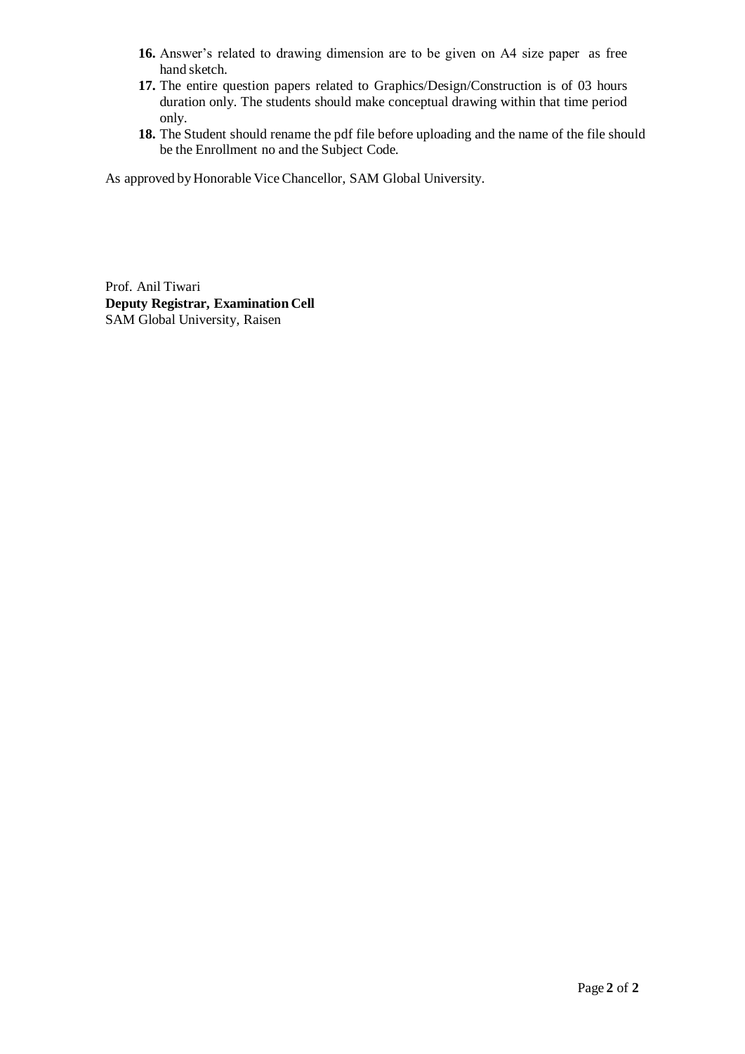16. Answer's related to drawing dimension are to be given on A4 size paper as free hand sketch.
17. The entire question papers related to Graphics/Design/Construction is of 03 hours duration only. The students should make conceptual drawing within that time period only.
18. The Student should rename the pdf file before uploading and the name of the file should be the Enrollment no and the Subject Code.

As approved by Honorable Vice Chancellor, SAM Global University.

Prof. Anil Tiwari
**Deputy Registrar, Examination Cell**
SAM Global University, Raisen